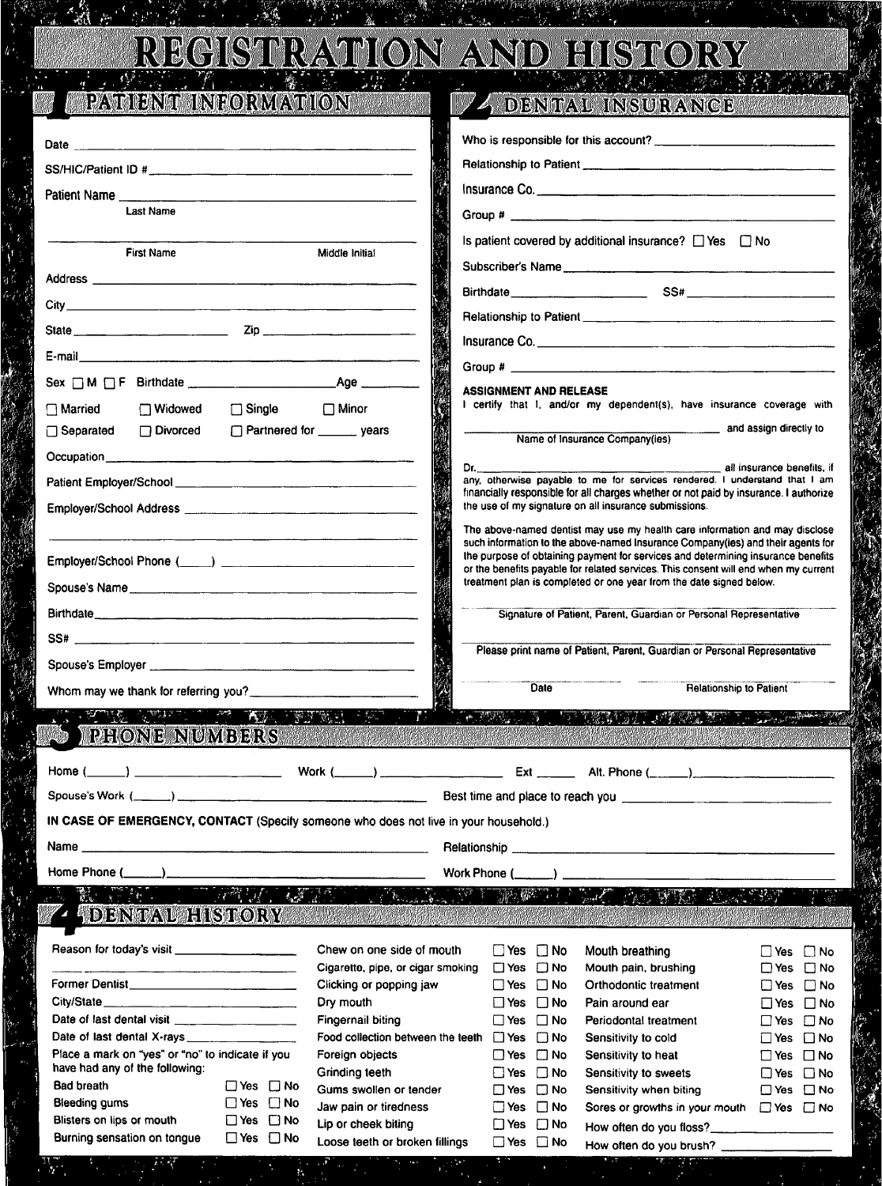# REGISTRATION AND HISTORY

## 1 PATIENT INFORMATION

Date ______________________

SS/HIC/Patient ID # ______________________

Patient Name ______________________
Last Name

______________________
First Name Middle Initial

Address ______________________

City ______________________

State ____________ Zip ____________

E-mail ______________________

Sex ☐ M ☐ F Birthdate ____________ Age ______

☐ Married ☐ Widowed ☐ Single ☐ Minor

☐ Separated ☐ Divorced ☐ Partnered for ______ years

Occupation ______________________

Patient Employer/School ______________________

Employer/School Address ______________________

______________________

Employer/School Phone (____) ______________________

Spouse's Name ______________________

Birthdate ______________________

SS# ______________________

Spouse's Employer ______________________

Whom may we thank for referring you? ______________________

## 2 DENTAL INSURANCE

Who is responsible for this account? ______________________

Relationship to Patient ______________________

Insurance Co. ______________________

Group # ______________________

Is patient covered by additional insurance? ☐ Yes ☐ No

Subscriber's Name ______________________

Birthdate ____________ SS# ____________

Relationship to Patient ______________________

Insurance Co. ______________________

Group # ______________________

**ASSIGNMENT AND RELEASE**

I certify that I, and/or my dependent(s), have insurance coverage with ______________________ and assign directly to
Name of Insurance Company(ies)

Dr. ______________________ all insurance benefits, if any, otherwise payable to me for services rendered. I understand that I am financially responsible for all charges whether or not paid by insurance. I authorize the use of my signature on all insurance submissions.

The above-named dentist may use my health care information and may disclose such information to the above-named Insurance Company(ies) and their agents for the purpose of obtaining payment for services and determining insurance benefits or the benefits payable for related services. This consent will end when my current treatment plan is completed or one year from the date signed below.

______________________
Signature of Patient, Parent, Guardian or Personal Representative

______________________
Please print name of Patient, Parent, Guardian or Personal Representative

______________________ ______________________
Date Relationship to Patient

## 3 PHONE NUMBERS

Home (_____) ____________ Work (_____) ____________ Ext _____ Alt. Phone (_____) ____________

Spouse's Work (_____) ____________ Best time and place to reach you ______________________

**IN CASE OF EMERGENCY, CONTACT** (Specify someone who does not live in your household.)

Name ______________________ Relationship ______________________

Home Phone (_____) ____________ Work Phone (_____) ____________

## 4 DENTAL HISTORY

Reason for today's visit ______________________

______________________

Former Dentist ______________________

City/State ______________________

Date of last dental visit ______________________

Date of last dental X-rays ______________________

Place a mark on "yes" or "no" to indicate if you have had any of the following:

| Condition | Yes | No |
|---|---|---|
| Bad breath | ☐ Yes | ☐ No |
| Bleeding gums | ☐ Yes | ☐ No |
| Blisters on lips or mouth | ☐ Yes | ☐ No |
| Burning sensation on tongue | ☐ Yes | ☐ No |
| Chew on one side of mouth | ☐ Yes | ☐ No |
| Cigarette, pipe, or cigar smoking | ☐ Yes | ☐ No |
| Clicking or popping jaw | ☐ Yes | ☐ No |
| Dry mouth | ☐ Yes | ☐ No |
| Fingernail biting | ☐ Yes | ☐ No |
| Food collection between the teeth | ☐ Yes | ☐ No |
| Foreign objects | ☐ Yes | ☐ No |
| Grinding teeth | ☐ Yes | ☐ No |
| Gums swollen or tender | ☐ Yes | ☐ No |
| Jaw pain or tiredness | ☐ Yes | ☐ No |
| Lip or cheek biting | ☐ Yes | ☐ No |
| Loose teeth or broken fillings | ☐ Yes | ☐ No |
| Mouth breathing | ☐ Yes | ☐ No |
| Mouth pain, brushing | ☐ Yes | ☐ No |
| Orthodontic treatment | ☐ Yes | ☐ No |
| Pain around ear | ☐ Yes | ☐ No |
| Periodontal treatment | ☐ Yes | ☐ No |
| Sensitivity to cold | ☐ Yes | ☐ No |
| Sensitivity to heat | ☐ Yes | ☐ No |
| Sensitivity to sweets | ☐ Yes | ☐ No |
| Sensitivity when biting | ☐ Yes | ☐ No |
| Sores or growths in your mouth | ☐ Yes | ☐ No |

How often do you floss? ______________________

How often do you brush? ______________________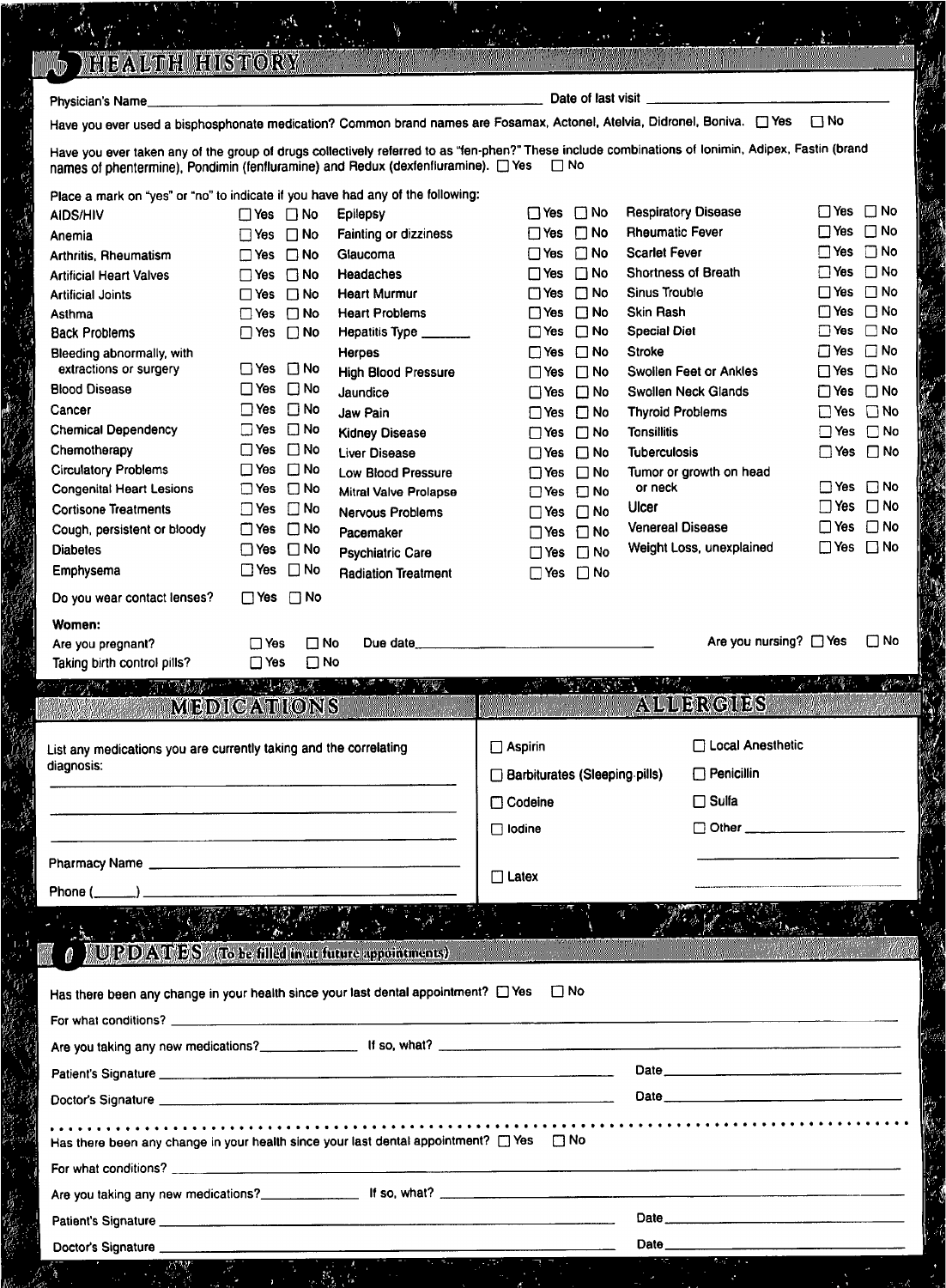## 5 HEALTH HISTORY

Physician's Name_______________________________ Date of last visit _______________

Have you ever used a bisphosphonate medication? Common brand names are Fosamax, Actonel, Atelvia, Didronel, Boniva. ☐ Yes ☐ No

Have you ever taken any of the group of drugs collectively referred to as "fen-phen?" These include combinations of Ionimin, Adipex, Fastin (brand names of phentermine), Pondimin (fenfluramine) and Redux (dexfenfluramine). ☐ Yes ☐ No

Place a mark on "yes" or "no" to indicate if you have had any of the following:

| Condition | | Condition | | Condition | |
|---|---|---|---|---|---|
| AIDS/HIV | ☐ Yes ☐ No | Epilepsy | ☐ Yes ☐ No | Respiratory Disease | ☐ Yes ☐ No |
| Anemia | ☐ Yes ☐ No | Fainting or dizziness | ☐ Yes ☐ No | Rheumatic Fever | ☐ Yes ☐ No |
| Arthritis, Rheumatism | ☐ Yes ☐ No | Glaucoma | ☐ Yes ☐ No | Scarlet Fever | ☐ Yes ☐ No |
| Artificial Heart Valves | ☐ Yes ☐ No | Headaches | ☐ Yes ☐ No | Shortness of Breath | ☐ Yes ☐ No |
| Artificial Joints | ☐ Yes ☐ No | Heart Murmur | ☐ Yes ☐ No | Sinus Trouble | ☐ Yes ☐ No |
| Asthma | ☐ Yes ☐ No | Heart Problems | ☐ Yes ☐ No | Skin Rash | ☐ Yes ☐ No |
| Back Problems | ☐ Yes ☐ No | Hepatitis Type _______ | ☐ Yes ☐ No | Special Diet | ☐ Yes ☐ No |
| Bleeding abnormally, with extractions or surgery | ☐ Yes ☐ No | Herpes | ☐ Yes ☐ No | Stroke | ☐ Yes ☐ No |
| Blood Disease | ☐ Yes ☐ No | High Blood Pressure | ☐ Yes ☐ No | Swollen Feet or Ankles | ☐ Yes ☐ No |
| Cancer | ☐ Yes ☐ No | Jaundice | ☐ Yes ☐ No | Swollen Neck Glands | ☐ Yes ☐ No |
| Chemical Dependency | ☐ Yes ☐ No | Jaw Pain | ☐ Yes ☐ No | Thyroid Problems | ☐ Yes ☐ No |
| Chemotherapy | ☐ Yes ☐ No | Kidney Disease | ☐ Yes ☐ No | Tonsillitis | ☐ Yes ☐ No |
| Circulatory Problems | ☐ Yes ☐ No | Liver Disease | ☐ Yes ☐ No | Tuberculosis | ☐ Yes ☐ No |
| Congenital Heart Lesions | ☐ Yes ☐ No | Low Blood Pressure | ☐ Yes ☐ No | Tumor or growth on head or neck | ☐ Yes ☐ No |
| Cortisone Treatments | ☐ Yes ☐ No | Mitral Valve Prolapse | ☐ Yes ☐ No | Ulcer | ☐ Yes ☐ No |
| Cough, persistent or bloody | ☐ Yes ☐ No | Nervous Problems | ☐ Yes ☐ No | Venereal Disease | ☐ Yes ☐ No |
| Diabetes | ☐ Yes ☐ No | Pacemaker | ☐ Yes ☐ No | Weight Loss, unexplained | ☐ Yes ☐ No |
| Emphysema | ☐ Yes ☐ No | Psychiatric Care | ☐ Yes ☐ No | | |
| | | Radiation Treatment | ☐ Yes ☐ No | | |

Do you wear contact lenses? ☐ Yes ☐ No

**Women:**

Are you pregnant? ☐ Yes ☐ No Due date_______________ Are you nursing? ☐ Yes ☐ No

Taking birth control pills? ☐ Yes ☐ No

## MEDICATIONS

List any medications you are currently taking and the correlating diagnosis:

_______________________________

_______________________________

_______________________________

Pharmacy Name _______________________________

Phone (______) _______________________________

## ALLERGIES

☐ Aspirin

☐ Barbiturates (Sleeping pills)

☐ Codeine

☐ Iodine

☐ Latex

☐ Local Anesthetic

☐ Penicillin

☐ Sulfa

☐ Other _______________

## 6 UPDATES (To be filled in at future appointments)

Has there been any change in your health since your last dental appointment? ☐ Yes ☐ No

For what conditions? _______________________________

Are you taking any new medications?_____________ If so, what? _______________________________

Patient's Signature _______________________________ Date_______________

Doctor's Signature _______________________________ Date_______________

Has there been any change in your health since your last dental appointment? ☐ Yes ☐ No

For what conditions? _______________________________

Are you taking any new medications?_____________ If so, what? _______________________________

Patient's Signature _______________________________ Date_______________

Doctor's Signature _______________________________ Date_______________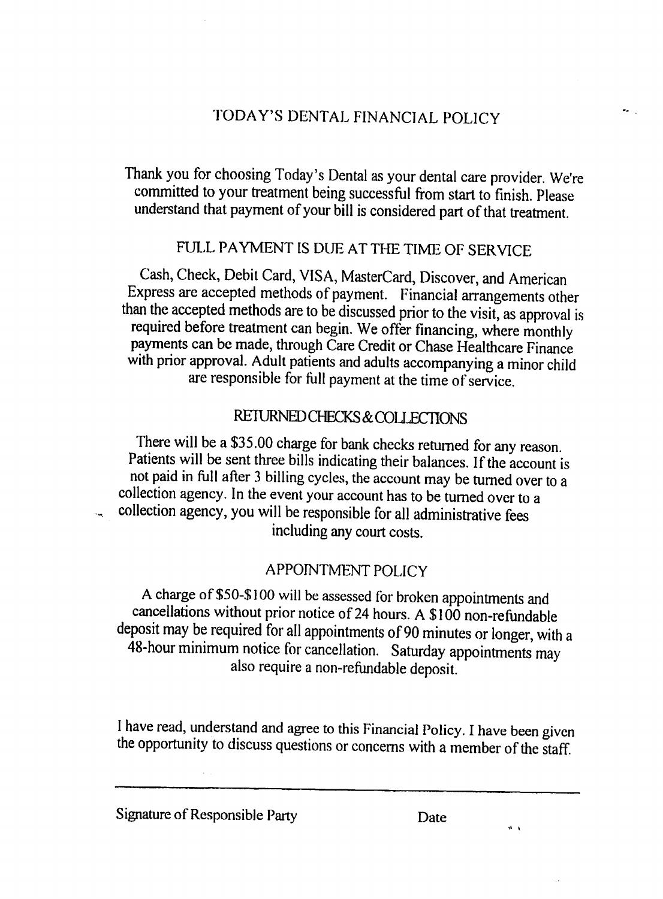# TODAY'S DENTAL FINANCIAL POLICY

Thank you for choosing Today's Dental as your dental care provider. We're committed to your treatment being successful from start to finish. Please understand that payment of your bill is considered part of that treatment.

## FULL PAYMENT IS DUE AT THE TIME OF SERVICE

Cash, Check, Debit Card, VISA, MasterCard, Discover, and American Express are accepted methods of payment. Financial arrangements other than the accepted methods are to be discussed prior to the visit, as approval is required before treatment can begin. We offer financing, where monthly payments can be made, through Care Credit or Chase Healthcare Finance with prior approval. Adult patients and adults accompanying a minor child are responsible for full payment at the time of service.

## RETURNED CHECKS & COLLECTIONS

There will be a $35.00 charge for bank checks returned for any reason. Patients will be sent three bills indicating their balances. If the account is not paid in full after 3 billing cycles, the account may be turned over to a collection agency. In the event your account has to be turned over to a collection agency, you will be responsible for all administrative fees including any court costs.

## APPOINTMENT POLICY

A charge of $50-$100 will be assessed for broken appointments and cancellations without prior notice of 24 hours. A $100 non-refundable deposit may be required for all appointments of 90 minutes or longer, with a 48-hour minimum notice for cancellation. Saturday appointments may also require a non-refundable deposit.

I have read, understand and agree to this Financial Policy. I have been given the opportunity to discuss questions or concerns with a member of the staff.

_______________________________________________

Signature of Responsible Party Date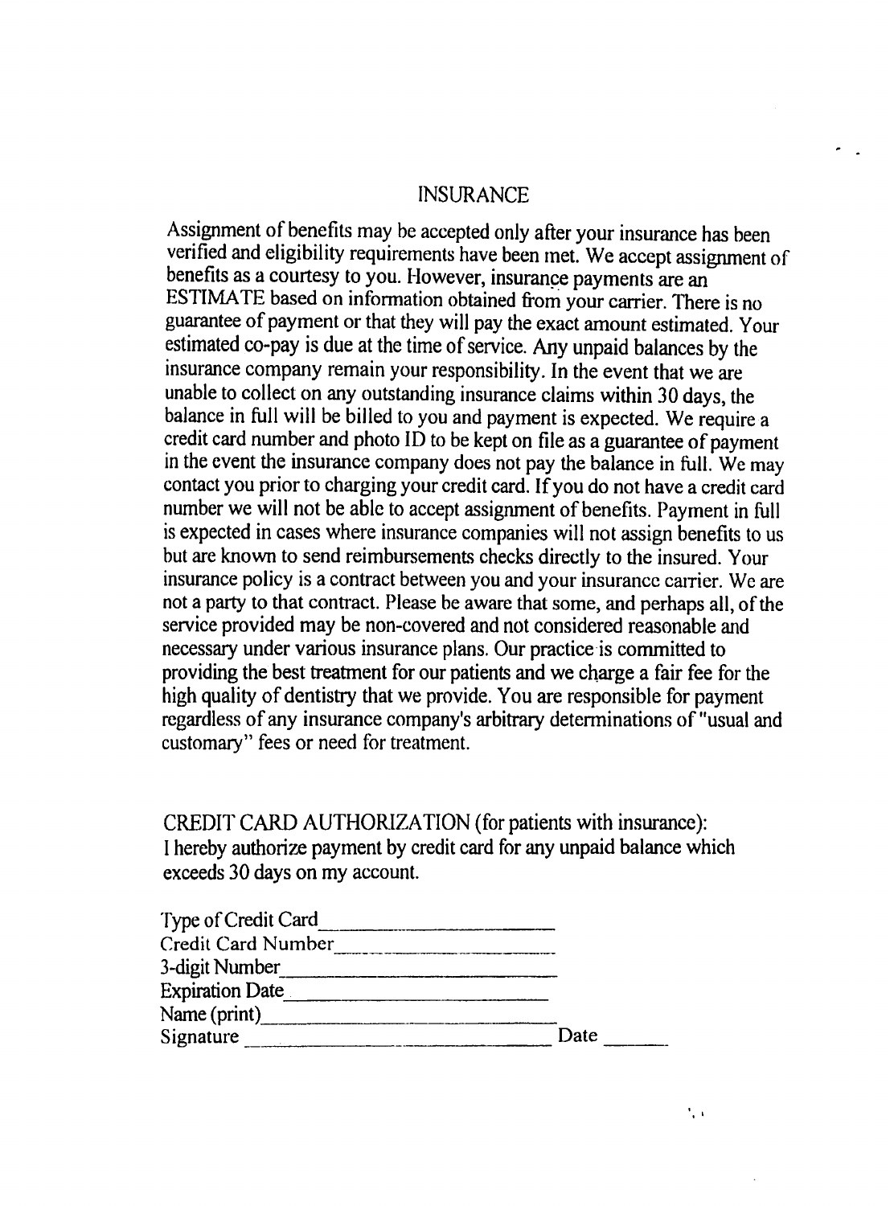## INSURANCE

Assignment of benefits may be accepted only after your insurance has been verified and eligibility requirements have been met. We accept assignment of benefits as a courtesy to you. However, insurance payments are an ESTIMATE based on information obtained from your carrier. There is no guarantee of payment or that they will pay the exact amount estimated. Your estimated co-pay is due at the time of service. Any unpaid balances by the insurance company remain your responsibility. In the event that we are unable to collect on any outstanding insurance claims within 30 days, the balance in full will be billed to you and payment is expected. We require a credit card number and photo ID to be kept on file as a guarantee of payment in the event the insurance company does not pay the balance in full. We may contact you prior to charging your credit card. If you do not have a credit card number we will not be able to accept assignment of benefits. Payment in full is expected in cases where insurance companies will not assign benefits to us but are known to send reimbursements checks directly to the insured. Your insurance policy is a contract between you and your insurance carrier. We are not a party to that contract. Please be aware that some, and perhaps all, of the service provided may be non-covered and not considered reasonable and necessary under various insurance plans. Our practice is committed to providing the best treatment for our patients and we charge a fair fee for the high quality of dentistry that we provide. You are responsible for payment regardless of any insurance company's arbitrary determinations of "usual and customary" fees or need for treatment.

CREDIT CARD AUTHORIZATION (for patients with insurance):
I hereby authorize payment by credit card for any unpaid balance which exceeds 30 days on my account.

Type of Credit Card______________________
Credit Card Number______________________
3-digit Number______________________
Expiration Date______________________
Name (print)______________________
Signature ______________________ Date ______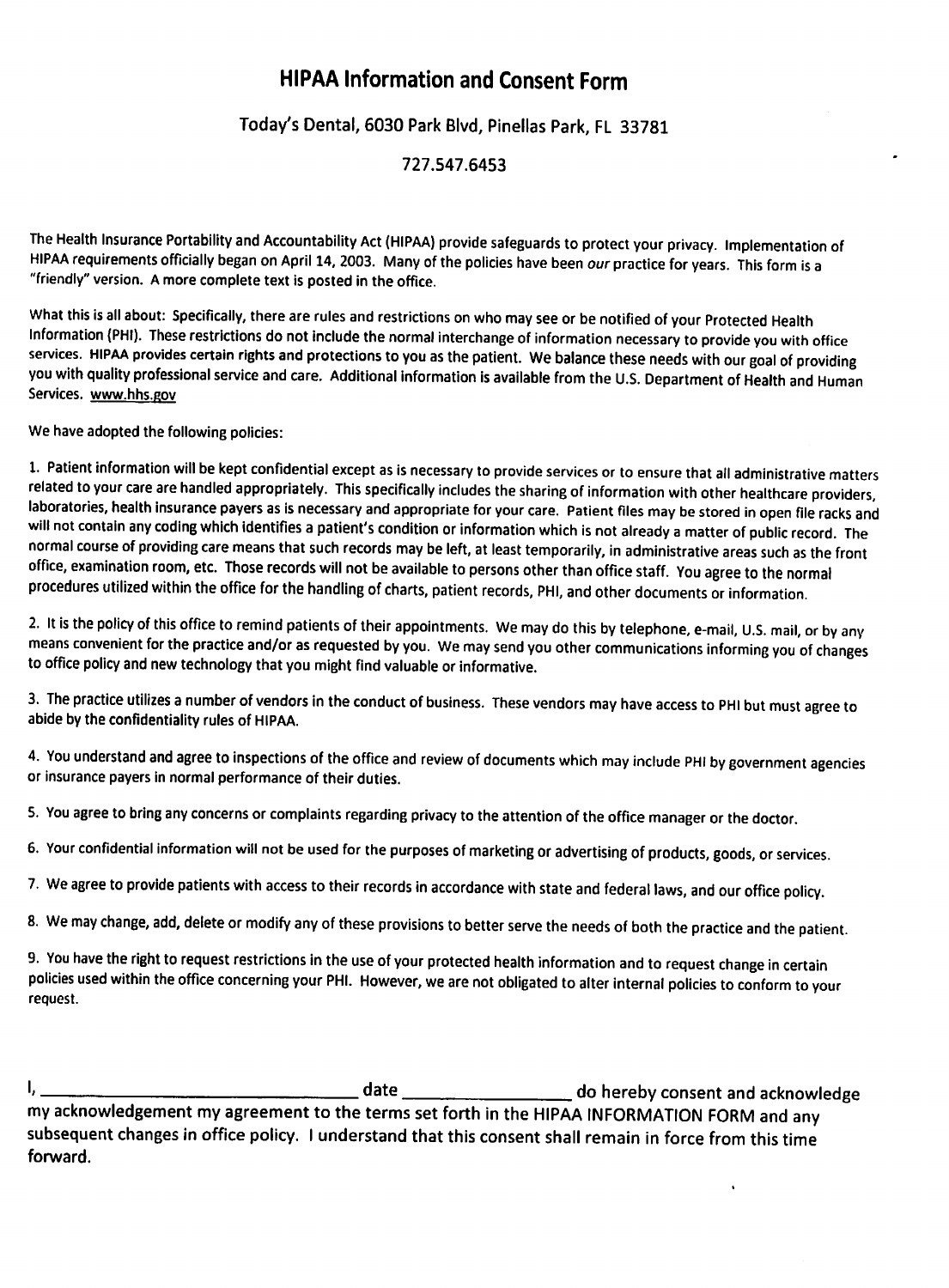# HIPAA Information and Consent Form

Today's Dental, 6030 Park Blvd, Pinellas Park, FL 33781

727.547.6453

The Health Insurance Portability and Accountability Act (HIPAA) provide safeguards to protect your privacy. Implementation of HIPAA requirements officially began on April 14, 2003. Many of the policies have been *our* practice for years. This form is a "friendly" version. A more complete text is posted in the office.

What this is all about: Specifically, there are rules and restrictions on who may see or be notified of your Protected Health Information (PHI). These restrictions do not include the normal interchange of information necessary to provide you with office services. HIPAA provides certain rights and protections to you as the patient. We balance these needs with our goal of providing you with quality professional service and care. Additional information is available from the U.S. Department of Health and Human Services. www.hhs.gov

We have adopted the following policies:

1. Patient information will be kept confidential except as is necessary to provide services or to ensure that all administrative matters related to your care are handled appropriately. This specifically includes the sharing of information with other healthcare providers, laboratories, health insurance payers as is necessary and appropriate for your care. Patient files may be stored in open file racks and will not contain any coding which identifies a patient's condition or information which is not already a matter of public record. The normal course of providing care means that such records may be left, at least temporarily, in administrative areas such as the front office, examination room, etc. Those records will not be available to persons other than office staff. You agree to the normal procedures utilized within the office for the handling of charts, patient records, PHI, and other documents or information.

2. It is the policy of this office to remind patients of their appointments. We may do this by telephone, e-mail, U.S. mail, or by any means convenient for the practice and/or as requested by you. We may send you other communications informing you of changes to office policy and new technology that you might find valuable or informative.

3. The practice utilizes a number of vendors in the conduct of business. These vendors may have access to PHI but must agree to abide by the confidentiality rules of HIPAA.

4. You understand and agree to inspections of the office and review of documents which may include PHI by government agencies or insurance payers in normal performance of their duties.

5. You agree to bring any concerns or complaints regarding privacy to the attention of the office manager or the doctor.

6. Your confidential information will not be used for the purposes of marketing or advertising of products, goods, or services.

7. We agree to provide patients with access to their records in accordance with state and federal laws, and our office policy.

8. We may change, add, delete or modify any of these provisions to better serve the needs of both the practice and the patient.

9. You have the right to request restrictions in the use of your protected health information and to request change in certain policies used within the office concerning your PHI. However, we are not obligated to alter internal policies to conform to your request.

I, ______________________________ date ________________ do hereby consent and acknowledge my acknowledgement my agreement to the terms set forth in the HIPAA INFORMATION FORM and any subsequent changes in office policy. I understand that this consent shall remain in force from this time forward.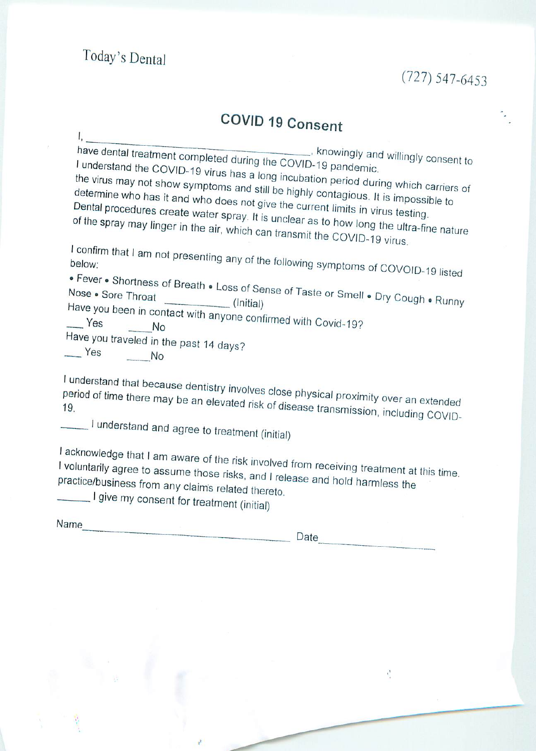Today's Dental

(727) 547-6453

# COVID 19 Consent

I, \_\_\_\_\_\_\_\_\_\_\_\_\_\_\_\_\_\_\_\_\_\_\_\_\_\_\_\_\_\_\_\_\_\_\_\_\_\_\_\_\_\_\_\_\_\_\_\_\_, knowingly and willingly consent to have dental treatment completed during the COVID-19 pandemic.

I understand the COVID-19 virus has a long incubation period during which carriers of the virus may not show symptoms and still be highly contagious. It is impossible to determine who has it and who does not give the current limits in virus testing.

Dental procedures create water spray. It is unclear as to how long the ultra-fine nature of the spray may linger in the air, which can transmit the COVID-19 virus.

I confirm that I am not presenting any of the following symptoms of COVOID-19 listed below:

• Fever • Shortness of Breath • Loss of Sense of Taste or Smell • Dry Cough • Runny Nose • Sore Throat \_\_\_\_\_\_\_\_\_\_\_\_ (Initial)

Have you been in contact with anyone confirmed with Covid-19?

\_\_\_ Yes \_\_\_\_No

Have you traveled in the past 14 days?

\_\_\_ Yes \_\_\_\_No

I understand that because dentistry involves close physical proximity over an extended period of time there may be an elevated risk of disease transmission, including COVID-19.

\_\_\_\_\_ I understand and agree to treatment (initial)

I acknowledge that I am aware of the risk involved from receiving treatment at this time. I voluntarily agree to assume those risks, and I release and hold harmless the practice/business from any claims related thereto.

\_\_\_\_\_\_ I give my consent for treatment (initial)

Name\_\_\_\_\_\_\_\_\_\_\_\_\_\_\_\_\_\_\_\_\_\_\_\_\_\_\_\_\_\_\_\_\_\_\_\_\_\_\_\_\_\_\_\_ Date\_\_\_\_\_\_\_\_\_\_\_\_\_\_\_\_\_\_\_\_